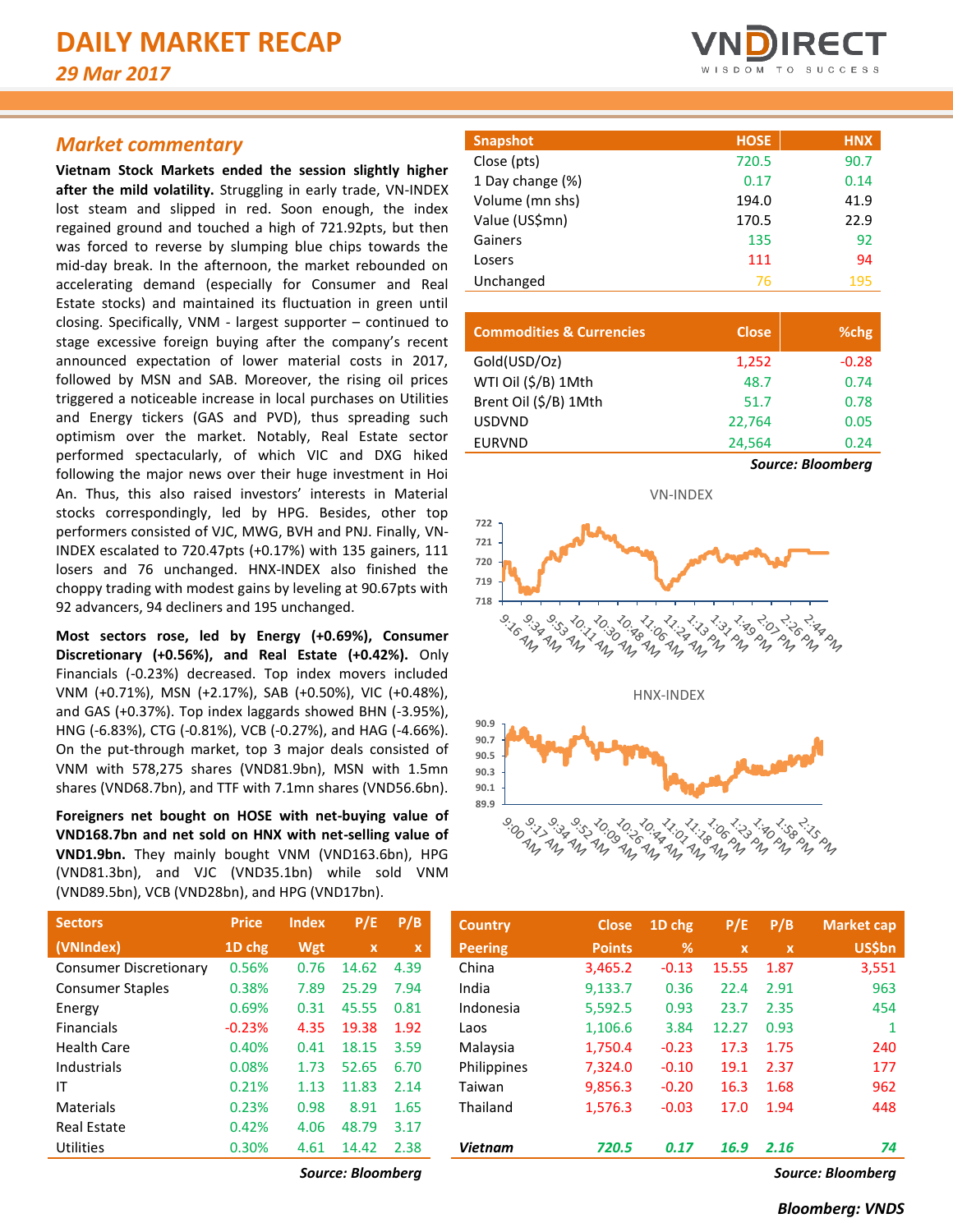# DAILY MARKET RECAP

*29 Mar 2017*

## Market commentary

**Vietnam Stock Markets ended the session slightly higher after the mild volatility.** Struggling in early trade, VN-INDEX lost steam and slipped in red. Soon enough, the index regained ground and touched a high of 721.92pts, but then was forced to reverse by slumping blue chips towards the mid-day break. In the afternoon, the market rebounded on accelerating demand (especially for Consumer and Real Estate stocks) and maintained its fluctuation in green until closing. Specifically, VNM - largest supporter – continued to stage excessive foreign buying after the company's recent announced expectation of lower material costs in 2017, followed by MSN and SAB. Moreover, the rising oil prices triggered a noticeable increase in local purchases on Utilities and Energy tickers (GAS and PVD), thus spreading such optimism over the market. Notably, Real Estate sector performed spectacularly, of which VIC and DXG hiked following the major news over their huge investment in Hoi An. Thus, this also raised investors' interests in Material stocks correspondingly, led by HPG. Besides, other top performers consisted of VJC, MWG, BVH and PNJ. Finally, VN-INDEX escalated to 720.47pts (+0.17%) with 135 gainers, 111 losers and 76 unchanged. HNX-INDEX also finished the choppy trading with modest gains by leveling at 90.67pts with 92 advancers, 94 decliners and 195 unchanged.

**Most sectors rose, led by Energy (+0.69%), Consumer Discretionary (+0.56%), and Real Estate (+0.42%).** Only Financials (-0.23%) decreased. Top index movers included VNM (+0.71%), MSN (+2.17%), SAB (+0.50%), VIC (+0.48%), and GAS (+0.37%). Top index laggards showed BHN (-3.95%), HNG (-6.83%), CTG (-0.81%), VCB (-0.27%), and HAG (-4.66%). On the put-through market, top 3 major deals consisted of VNM with 578,275 shares (VND81.9bn), MSN with 1.5mn shares (VND68.7bn), and TTF with 7.1mn shares (VND56.6bn).

**Foreigners net bought on HOSE with net-buying value of VND168.7bn and net sold on HNX with net-selling value of VND1.9bn.** They mainly bought VNM (VND163.6bn), HPG (VND81.3bn), and VJC (VND35.1bn) while sold VNM (VND89.5bn), VCB (VND28bn), and HPG (VND17bn).

| Snapshot | HOSE | HNX |
|---|---|---|
| Close (pts) | 720.5 | 90.7 |
| 1 Day change (%) | 0.17 | 0.14 |
| Volume (mn shs) | 194.0 | 41.9 |
| Value (US$mn) | 170.5 | 22.9 |
| Gainers | 135 | 92 |
| Losers | 111 | 94 |
| Unchanged | 76 | 195 |

| Commodities & Currencies | Close | %chg |
|---|---|---|
| Gold(USD/Oz) | 1,252 | -0.28 |
| WTI Oil ($/B) 1Mth | 48.7 | 0.74 |
| Brent Oil ($/B) 1Mth | 51.7 | 0.78 |
| USDVND | 22,764 | 0.05 |
| EURVND | 24,564 | 0.24 |

*Source: Bloomberg*

VN-INDEX

HNX-INDEX

| Sectors | Price | Index | P/E | P/B |
|---|---|---|---|---|
| (VNIndex) | 1D chg | Wgt | x | x |
| Consumer Discretionary | 0.56% | 0.76 | 14.62 | 4.39 |
| Consumer Staples | 0.38% | 7.89 | 25.29 | 7.94 |
| Energy | 0.69% | 0.31 | 45.55 | 0.81 |
| Financials | -0.23% | 4.35 | 19.38 | 1.92 |
| Health Care | 0.40% | 0.41 | 18.15 | 3.59 |
| Industrials | 0.08% | 1.73 | 52.65 | 6.70 |
| IT | 0.21% | 1.13 | 11.83 | 2.14 |
| Materials | 0.23% | 0.98 | 8.91 | 1.65 |
| Real Estate | 0.42% | 4.06 | 48.79 | 3.17 |
| Utilities | 0.30% | 4.61 | 14.42 | 2.38 |

*Source: Bloomberg*

| Country | Close | 1D chg | P/E | P/B | Market cap |
|---|---|---|---|---|---|
| Peering | Points | % | x | x | US$bn |
| China | 3,465.2 | -0.13 | 15.55 | 1.87 | 3,551 |
| India | 9,133.7 | 0.36 | 22.4 | 2.91 | 963 |
| Indonesia | 5,592.5 | 0.93 | 23.7 | 2.35 | 454 |
| Laos | 1,106.6 | 3.84 | 12.27 | 0.93 | 1 |
| Malaysia | 1,750.4 | -0.23 | 17.3 | 1.75 | 240 |
| Philippines | 7,324.0 | -0.10 | 19.1 | 2.37 | 177 |
| Taiwan | 9,856.3 | -0.20 | 16.3 | 1.68 | 962 |
| Thailand | 1,576.3 | -0.03 | 17.0 | 1.94 | 448 |
| ***Vietnam*** | ***720.5*** | ***0.17*** | ***16.9*** | ***2.16*** | ***74*** |

*Source: Bloomberg*

***Bloomberg: VNDS***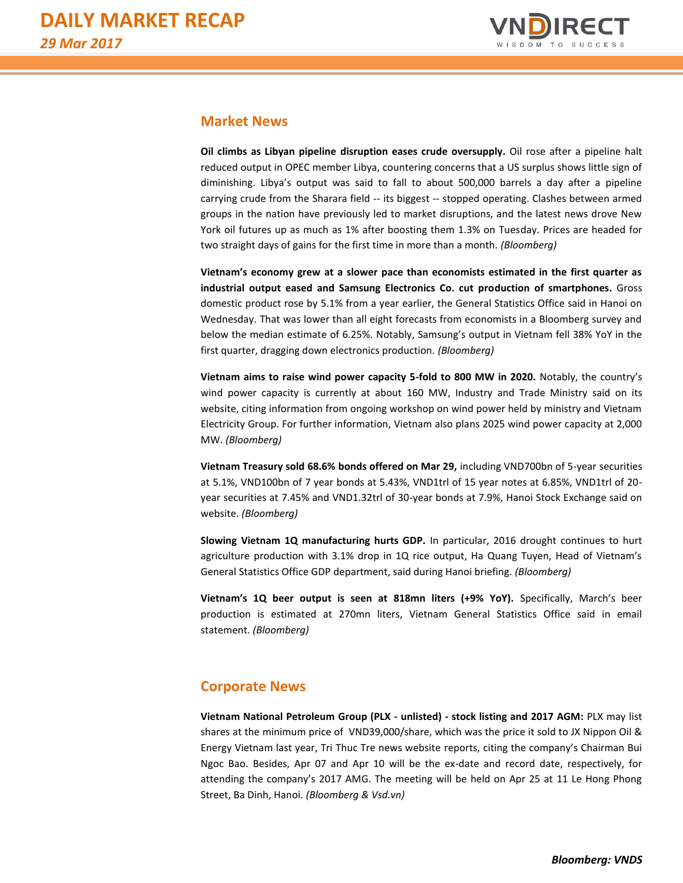## Market News

**Oil climbs as Libyan pipeline disruption eases crude oversupply.** Oil rose after a pipeline halt reduced output in OPEC member Libya, countering concerns that a US surplus shows little sign of diminishing. Libya's output was said to fall to about 500,000 barrels a day after a pipeline carrying crude from the Sharara field -- its biggest -- stopped operating. Clashes between armed groups in the nation have previously led to market disruptions, and the latest news drove New York oil futures up as much as 1% after boosting them 1.3% on Tuesday. Prices are headed for two straight days of gains for the first time in more than a month. *(Bloomberg)*

**Vietnam's economy grew at a slower pace than economists estimated in the first quarter as industrial output eased and Samsung Electronics Co. cut production of smartphones.** Gross domestic product rose by 5.1% from a year earlier, the General Statistics Office said in Hanoi on Wednesday. That was lower than all eight forecasts from economists in a Bloomberg survey and below the median estimate of 6.25%. Notably, Samsung's output in Vietnam fell 38% YoY in the first quarter, dragging down electronics production. *(Bloomberg)*

**Vietnam aims to raise wind power capacity 5-fold to 800 MW in 2020.** Notably, the country's wind power capacity is currently at about 160 MW, Industry and Trade Ministry said on its website, citing information from ongoing workshop on wind power held by ministry and Vietnam Electricity Group. For further information, Vietnam also plans 2025 wind power capacity at 2,000 MW. *(Bloomberg)*

**Vietnam Treasury sold 68.6% bonds offered on Mar 29,** including VND700bn of 5-year securities at 5.1%, VND100bn of 7 year bonds at 5.43%, VND1trl of 15 year notes at 6.85%, VND1trl of 20-year securities at 7.45% and VND1.32trl of 30-year bonds at 7.9%, Hanoi Stock Exchange said on website. *(Bloomberg)*

**Slowing Vietnam 1Q manufacturing hurts GDP.** In particular, 2016 drought continues to hurt agriculture production with 3.1% drop in 1Q rice output, Ha Quang Tuyen, Head of Vietnam's General Statistics Office GDP department, said during Hanoi briefing. *(Bloomberg)*

**Vietnam's 1Q beer output is seen at 818mn liters (+9% YoY).** Specifically, March's beer production is estimated at 270mn liters, Vietnam General Statistics Office said in email statement. *(Bloomberg)*

## Corporate News

**Vietnam National Petroleum Group (PLX - unlisted) - stock listing and 2017 AGM:** PLX may list shares at the minimum price of VND39,000/share, which was the price it sold to JX Nippon Oil & Energy Vietnam last year, Tri Thuc Tre news website reports, citing the company's Chairman Bui Ngoc Bao. Besides, Apr 07 and Apr 10 will be the ex-date and record date, respectively, for attending the company's 2017 AMG. The meeting will be held on Apr 25 at 11 Le Hong Phong Street, Ba Dinh, Hanoi. *(Bloomberg & Vsd.vn)*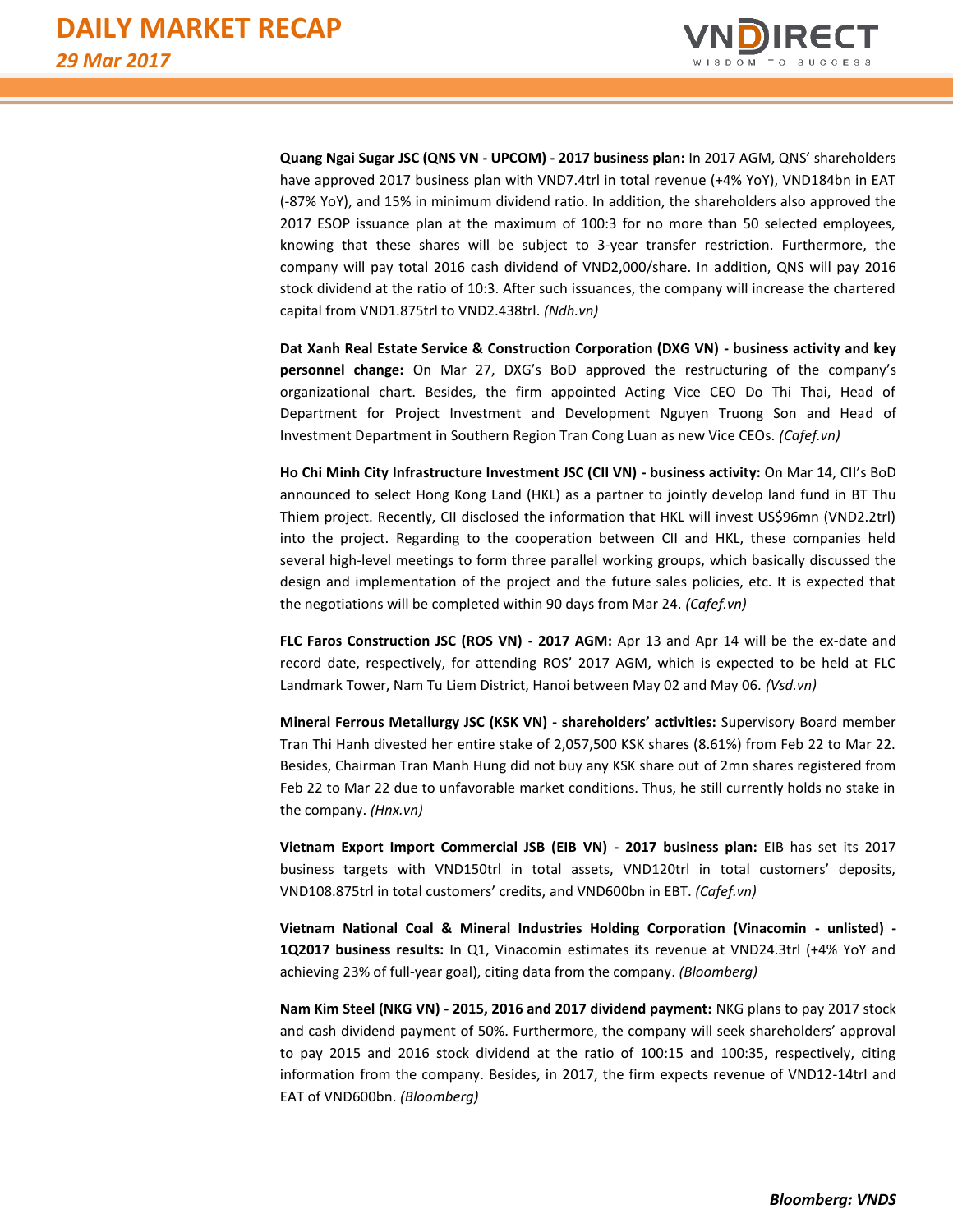**Quang Ngai Sugar JSC (QNS VN - UPCOM) - 2017 business plan:** In 2017 AGM, QNS' shareholders have approved 2017 business plan with VND7.4trl in total revenue (+4% YoY), VND184bn in EAT (-87% YoY), and 15% in minimum dividend ratio. In addition, the shareholders also approved the 2017 ESOP issuance plan at the maximum of 100:3 for no more than 50 selected employees, knowing that these shares will be subject to 3-year transfer restriction. Furthermore, the company will pay total 2016 cash dividend of VND2,000/share. In addition, QNS will pay 2016 stock dividend at the ratio of 10:3. After such issuances, the company will increase the chartered capital from VND1.875trl to VND2.438trl. *(Ndh.vn)*

**Dat Xanh Real Estate Service & Construction Corporation (DXG VN) - business activity and key personnel change:** On Mar 27, DXG's BoD approved the restructuring of the company's organizational chart. Besides, the firm appointed Acting Vice CEO Do Thi Thai, Head of Department for Project Investment and Development Nguyen Truong Son and Head of Investment Department in Southern Region Tran Cong Luan as new Vice CEOs. *(Cafef.vn)*

**Ho Chi Minh City Infrastructure Investment JSC (CII VN) - business activity:** On Mar 14, CII's BoD announced to select Hong Kong Land (HKL) as a partner to jointly develop land fund in BT Thu Thiem project. Recently, CII disclosed the information that HKL will invest US$96mn (VND2.2trl) into the project. Regarding to the cooperation between CII and HKL, these companies held several high-level meetings to form three parallel working groups, which basically discussed the design and implementation of the project and the future sales policies, etc. It is expected that the negotiations will be completed within 90 days from Mar 24. *(Cafef.vn)*

**FLC Faros Construction JSC (ROS VN) - 2017 AGM:** Apr 13 and Apr 14 will be the ex-date and record date, respectively, for attending ROS' 2017 AGM, which is expected to be held at FLC Landmark Tower, Nam Tu Liem District, Hanoi between May 02 and May 06. *(Vsd.vn)*

**Mineral Ferrous Metallurgy JSC (KSK VN) - shareholders' activities:** Supervisory Board member Tran Thi Hanh divested her entire stake of 2,057,500 KSK shares (8.61%) from Feb 22 to Mar 22. Besides, Chairman Tran Manh Hung did not buy any KSK share out of 2mn shares registered from Feb 22 to Mar 22 due to unfavorable market conditions. Thus, he still currently holds no stake in the company. *(Hnx.vn)*

**Vietnam Export Import Commercial JSB (EIB VN) - 2017 business plan:** EIB has set its 2017 business targets with VND150trl in total assets, VND120trl in total customers' deposits, VND108.875trl in total customers' credits, and VND600bn in EBT. *(Cafef.vn)*

**Vietnam National Coal & Mineral Industries Holding Corporation (Vinacomin - unlisted) - 1Q2017 business results:** In Q1, Vinacomin estimates its revenue at VND24.3trl (+4% YoY and achieving 23% of full-year goal), citing data from the company. *(Bloomberg)*

**Nam Kim Steel (NKG VN) - 2015, 2016 and 2017 dividend payment:** NKG plans to pay 2017 stock and cash dividend payment of 50%. Furthermore, the company will seek shareholders' approval to pay 2015 and 2016 stock dividend at the ratio of 100:15 and 100:35, respectively, citing information from the company. Besides, in 2017, the firm expects revenue of VND12-14trl and EAT of VND600bn. *(Bloomberg)*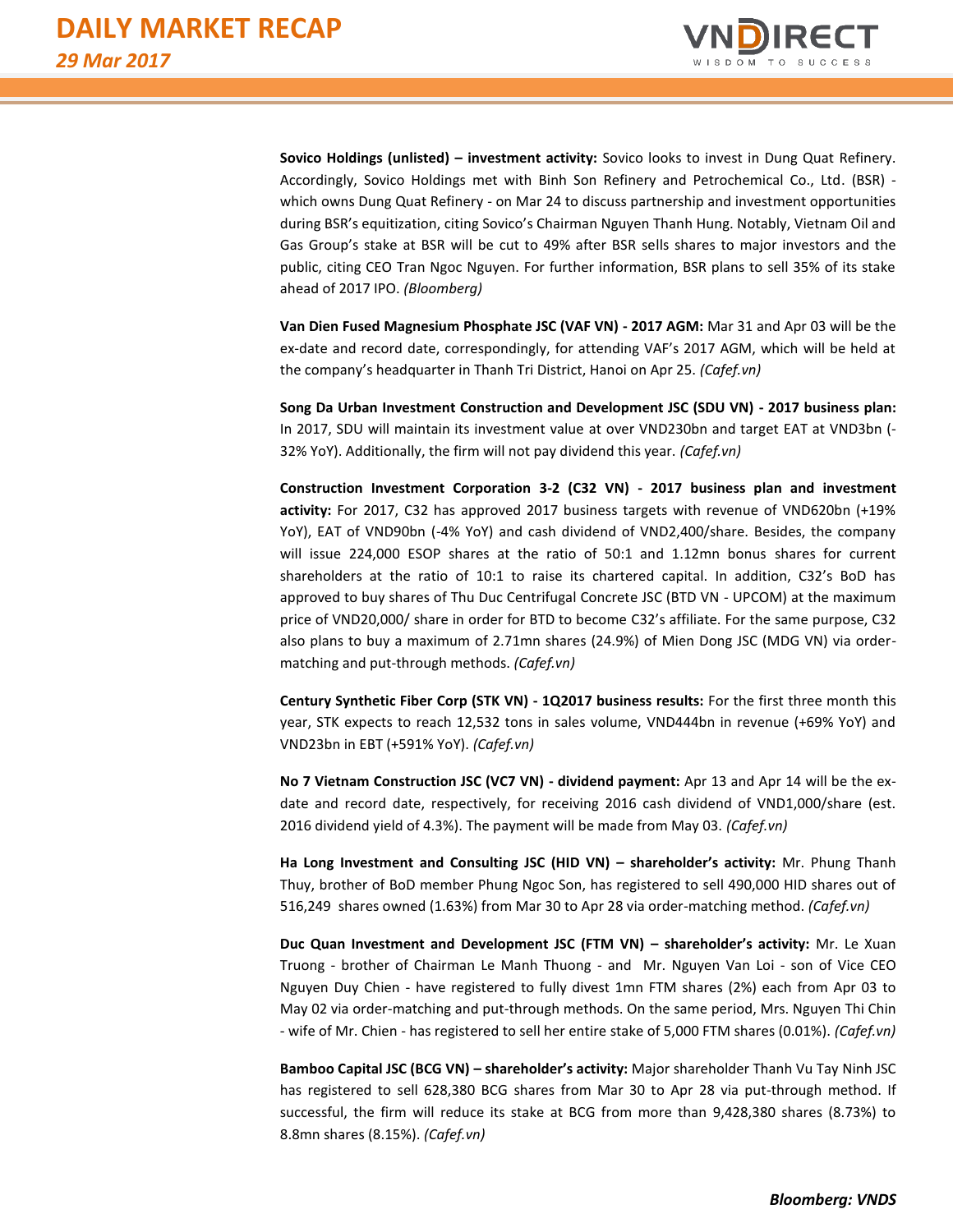**Sovico Holdings (unlisted) – investment activity:** Sovico looks to invest in Dung Quat Refinery. Accordingly, Sovico Holdings met with Binh Son Refinery and Petrochemical Co., Ltd. (BSR) - which owns Dung Quat Refinery - on Mar 24 to discuss partnership and investment opportunities during BSR's equitization, citing Sovico's Chairman Nguyen Thanh Hung. Notably, Vietnam Oil and Gas Group's stake at BSR will be cut to 49% after BSR sells shares to major investors and the public, citing CEO Tran Ngoc Nguyen. For further information, BSR plans to sell 35% of its stake ahead of 2017 IPO. *(Bloomberg)*

**Van Dien Fused Magnesium Phosphate JSC (VAF VN) - 2017 AGM:** Mar 31 and Apr 03 will be the ex-date and record date, correspondingly, for attending VAF's 2017 AGM, which will be held at the company's headquarter in Thanh Tri District, Hanoi on Apr 25. *(Cafef.vn)*

**Song Da Urban Investment Construction and Development JSC (SDU VN) - 2017 business plan:** In 2017, SDU will maintain its investment value at over VND230bn and target EAT at VND3bn (-32% YoY). Additionally, the firm will not pay dividend this year. *(Cafef.vn)*

**Construction Investment Corporation 3-2 (C32 VN) - 2017 business plan and investment activity:** For 2017, C32 has approved 2017 business targets with revenue of VND620bn (+19% YoY), EAT of VND90bn (-4% YoY) and cash dividend of VND2,400/share. Besides, the company will issue 224,000 ESOP shares at the ratio of 50:1 and 1.12mn bonus shares for current shareholders at the ratio of 10:1 to raise its chartered capital. In addition, C32's BoD has approved to buy shares of Thu Duc Centrifugal Concrete JSC (BTD VN - UPCOM) at the maximum price of VND20,000/ share in order for BTD to become C32's affiliate. For the same purpose, C32 also plans to buy a maximum of 2.71mn shares (24.9%) of Mien Dong JSC (MDG VN) via order-matching and put-through methods. *(Cafef.vn)*

**Century Synthetic Fiber Corp (STK VN) - 1Q2017 business results:** For the first three month this year, STK expects to reach 12,532 tons in sales volume, VND444bn in revenue (+69% YoY) and VND23bn in EBT (+591% YoY). *(Cafef.vn)*

**No 7 Vietnam Construction JSC (VC7 VN) - dividend payment:** Apr 13 and Apr 14 will be the ex-date and record date, respectively, for receiving 2016 cash dividend of VND1,000/share (est. 2016 dividend yield of 4.3%). The payment will be made from May 03. *(Cafef.vn)*

**Ha Long Investment and Consulting JSC (HID VN) – shareholder's activity:** Mr. Phung Thanh Thuy, brother of BoD member Phung Ngoc Son, has registered to sell 490,000 HID shares out of 516,249 shares owned (1.63%) from Mar 30 to Apr 28 via order-matching method. *(Cafef.vn)*

**Duc Quan Investment and Development JSC (FTM VN) – shareholder's activity:** Mr. Le Xuan Truong - brother of Chairman Le Manh Thuong - and Mr. Nguyen Van Loi - son of Vice CEO Nguyen Duy Chien - have registered to fully divest 1mn FTM shares (2%) each from Apr 03 to May 02 via order-matching and put-through methods. On the same period, Mrs. Nguyen Thi Chin - wife of Mr. Chien - has registered to sell her entire stake of 5,000 FTM shares (0.01%). *(Cafef.vn)*

**Bamboo Capital JSC (BCG VN) – shareholder's activity:** Major shareholder Thanh Vu Tay Ninh JSC has registered to sell 628,380 BCG shares from Mar 30 to Apr 28 via put-through method. If successful, the firm will reduce its stake at BCG from more than 9,428,380 shares (8.73%) to 8.8mn shares (8.15%). *(Cafef.vn)*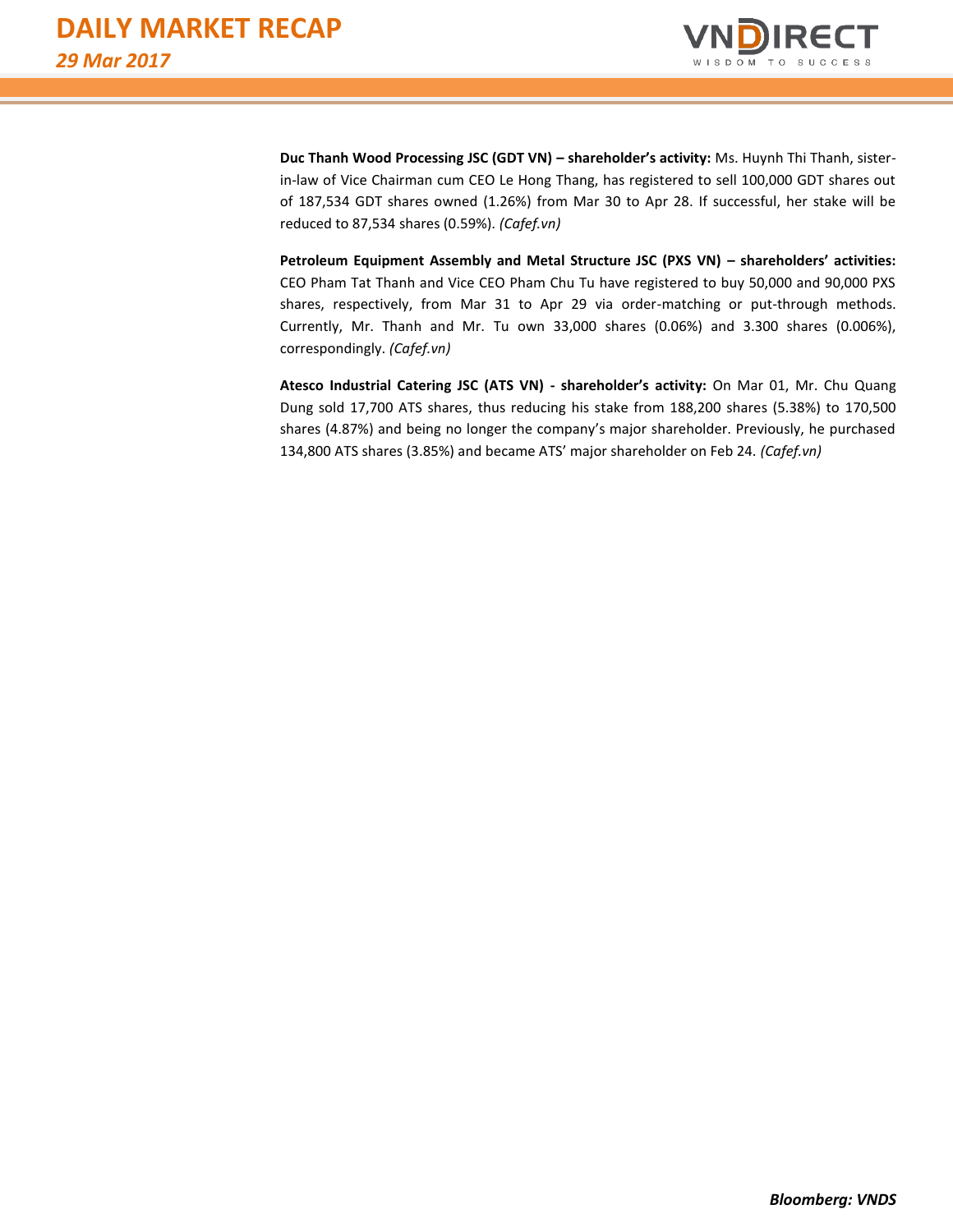**Duc Thanh Wood Processing JSC (GDT VN) – shareholder's activity:** Ms. Huynh Thi Thanh, sister-in-law of Vice Chairman cum CEO Le Hong Thang, has registered to sell 100,000 GDT shares out of 187,534 GDT shares owned (1.26%) from Mar 30 to Apr 28. If successful, her stake will be reduced to 87,534 shares (0.59%). *(Cafef.vn)*

**Petroleum Equipment Assembly and Metal Structure JSC (PXS VN) – shareholders' activities:** CEO Pham Tat Thanh and Vice CEO Pham Chu Tu have registered to buy 50,000 and 90,000 PXS shares, respectively, from Mar 31 to Apr 29 via order-matching or put-through methods. Currently, Mr. Thanh and Mr. Tu own 33,000 shares (0.06%) and 3.300 shares (0.006%), correspondingly. *(Cafef.vn)*

**Atesco Industrial Catering JSC (ATS VN) - shareholder's activity:** On Mar 01, Mr. Chu Quang Dung sold 17,700 ATS shares, thus reducing his stake from 188,200 shares (5.38%) to 170,500 shares (4.87%) and being no longer the company's major shareholder. Previously, he purchased 134,800 ATS shares (3.85%) and became ATS' major shareholder on Feb 24. *(Cafef.vn)*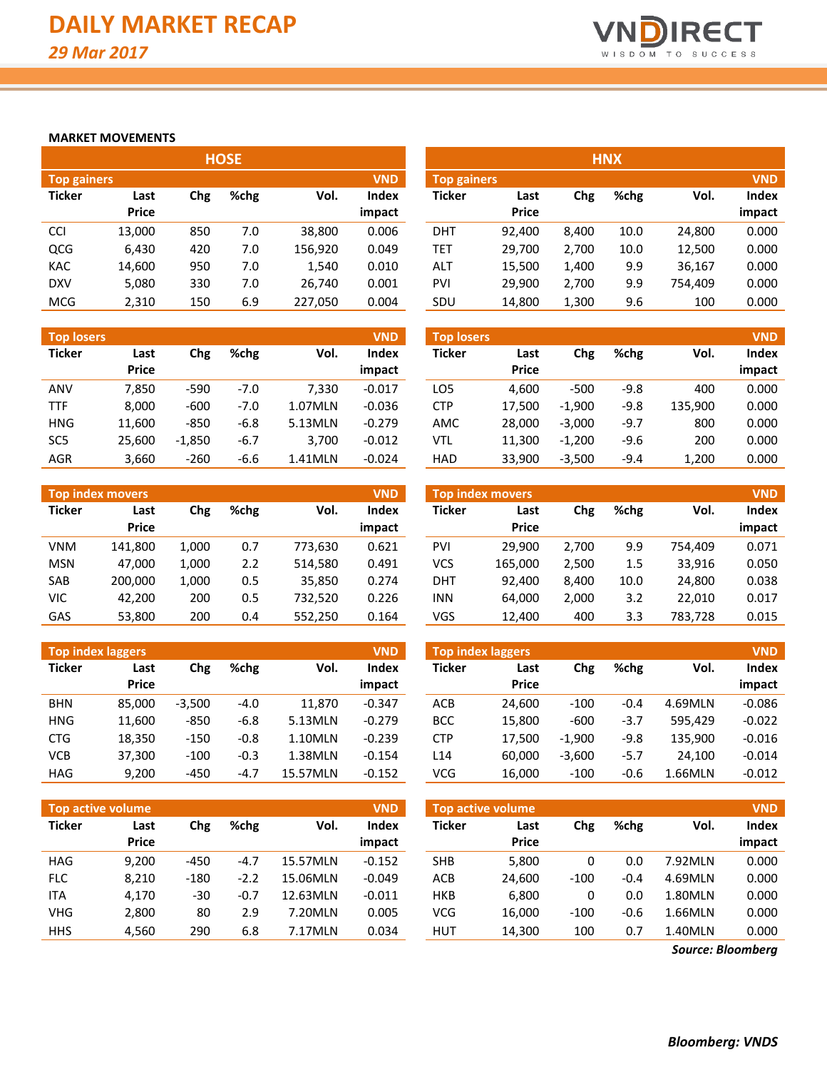# DAILY MARKET RECAP

*29 Mar 2017*

## MARKET MOVEMENTS

### HOSE

| Top gainers | | | | | VND |
|---|---|---|---|---|---|
| Ticker | Last Price | Chg | %chg | Vol. | Index impact |
| CCI | 13,000 | 850 | 7.0 | 38,800 | 0.006 |
| QCG | 6,430 | 420 | 7.0 | 156,920 | 0.049 |
| KAC | 14,600 | 950 | 7.0 | 1,540 | 0.010 |
| DXV | 5,080 | 330 | 7.0 | 26,740 | 0.001 |
| MCG | 2,310 | 150 | 6.9 | 227,050 | 0.004 |

| Top losers | | | | | VND |
|---|---|---|---|---|---|
| Ticker | Last Price | Chg | %chg | Vol. | Index impact |
| ANV | 7,850 | -590 | -7.0 | 7,330 | -0.017 |
| TTF | 8,000 | -600 | -7.0 | 1.07MLN | -0.036 |
| HNG | 11,600 | -850 | -6.8 | 5.13MLN | -0.279 |
| SC5 | 25,600 | -1,850 | -6.7 | 3,700 | -0.012 |
| AGR | 3,660 | -260 | -6.6 | 1.41MLN | -0.024 |

| Top index movers | | | | | VND |
|---|---|---|---|---|---|
| Ticker | Last Price | Chg | %chg | Vol. | Index impact |
| VNM | 141,800 | 1,000 | 0.7 | 773,630 | 0.621 |
| MSN | 47,000 | 1,000 | 2.2 | 514,580 | 0.491 |
| SAB | 200,000 | 1,000 | 0.5 | 35,850 | 0.274 |
| VIC | 42,200 | 200 | 0.5 | 732,520 | 0.226 |
| GAS | 53,800 | 200 | 0.4 | 552,250 | 0.164 |

| Top index laggers | | | | | VND |
|---|---|---|---|---|---|
| Ticker | Last Price | Chg | %chg | Vol. | Index impact |
| BHN | 85,000 | -3,500 | -4.0 | 11,870 | -0.347 |
| HNG | 11,600 | -850 | -6.8 | 5.13MLN | -0.279 |
| CTG | 18,350 | -150 | -0.8 | 1.10MLN | -0.239 |
| VCB | 37,300 | -100 | -0.3 | 1.38MLN | -0.154 |
| HAG | 9,200 | -450 | -4.7 | 15.57MLN | -0.152 |

| Top active volume | | | | | VND |
|---|---|---|---|---|---|
| Ticker | Last Price | Chg | %chg | Vol. | Index impact |
| HAG | 9,200 | -450 | -4.7 | 15.57MLN | -0.152 |
| FLC | 8,210 | -180 | -2.2 | 15.06MLN | -0.049 |
| ITA | 4,170 | -30 | -0.7 | 12.63MLN | -0.011 |
| VHG | 2,800 | 80 | 2.9 | 7.20MLN | 0.005 |
| HHS | 4,560 | 290 | 6.8 | 7.17MLN | 0.034 |

### HNX

| Top gainers | | | | | VND |
|---|---|---|---|---|---|
| Ticker | Last Price | Chg | %chg | Vol. | Index impact |
| DHT | 92,400 | 8,400 | 10.0 | 24,800 | 0.000 |
| TET | 29,700 | 2,700 | 10.0 | 12,500 | 0.000 |
| ALT | 15,500 | 1,400 | 9.9 | 36,167 | 0.000 |
| PVI | 29,900 | 2,700 | 9.9 | 754,409 | 0.000 |
| SDU | 14,800 | 1,300 | 9.6 | 100 | 0.000 |

| Top losers | | | | | VND |
|---|---|---|---|---|---|
| Ticker | Last Price | Chg | %chg | Vol. | Index impact |
| LO5 | 4,600 | -500 | -9.8 | 400 | 0.000 |
| CTP | 17,500 | -1,900 | -9.8 | 135,900 | 0.000 |
| AMC | 28,000 | -3,000 | -9.7 | 800 | 0.000 |
| VTL | 11,300 | -1,200 | -9.6 | 200 | 0.000 |
| HAD | 33,900 | -3,500 | -9.4 | 1,200 | 0.000 |

| Top index movers | | | | | VND |
|---|---|---|---|---|---|
| Ticker | Last Price | Chg | %chg | Vol. | Index impact |
| PVI | 29,900 | 2,700 | 9.9 | 754,409 | 0.071 |
| VCS | 165,000 | 2,500 | 1.5 | 33,916 | 0.050 |
| DHT | 92,400 | 8,400 | 10.0 | 24,800 | 0.038 |
| INN | 64,000 | 2,000 | 3.2 | 22,010 | 0.017 |
| VGS | 12,400 | 400 | 3.3 | 783,728 | 0.015 |

| Top index laggers | | | | | VND |
|---|---|---|---|---|---|
| Ticker | Last Price | Chg | %chg | Vol. | Index impact |
| ACB | 24,600 | -100 | -0.4 | 4.69MLN | -0.086 |
| BCC | 15,800 | -600 | -3.7 | 595,429 | -0.022 |
| CTP | 17,500 | -1,900 | -9.8 | 135,900 | -0.016 |
| L14 | 60,000 | -3,600 | -5.7 | 24,100 | -0.014 |
| VCG | 16,000 | -100 | -0.6 | 1.66MLN | -0.012 |

| Top active volume | | | | | VND |
|---|---|---|---|---|---|
| Ticker | Last Price | Chg | %chg | Vol. | Index impact |
| SHB | 5,800 | 0 | 0.0 | 7.92MLN | 0.000 |
| ACB | 24,600 | -100 | -0.4 | 4.69MLN | 0.000 |
| HKB | 6,800 | 0 | 0.0 | 1.80MLN | 0.000 |
| VCG | 16,000 | -100 | -0.6 | 1.66MLN | 0.000 |
| HUT | 14,300 | 100 | 0.7 | 1.40MLN | 0.000 |

*Source: Bloomberg*

*Bloomberg: VNDS*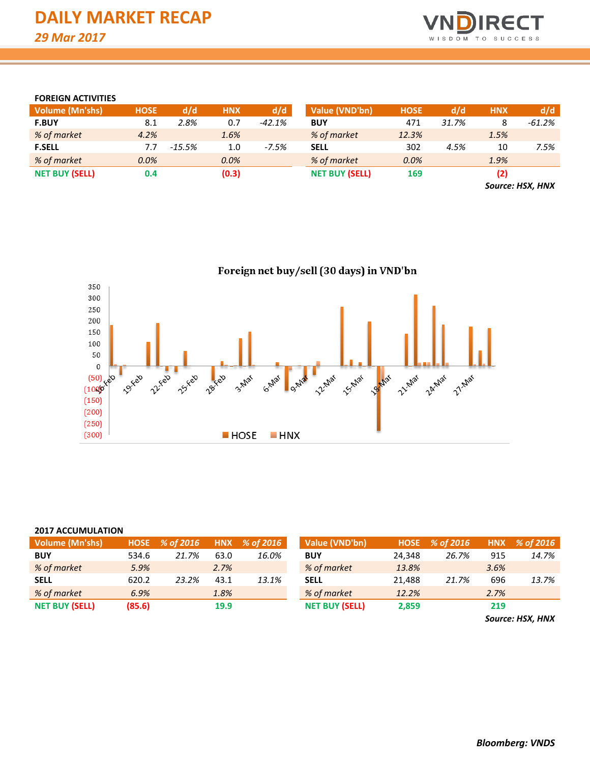# DAILY MARKET RECAP

*29 Mar 2017*

### FOREIGN ACTIVITIES

| Volume (Mn'shs) | HOSE | d/d | HNX | d/d |
|---|---|---|---|---|
| **F.BUY** | 8.1 | *2.8%* | 0.7 | *-42.1%* |
| *% of market* | *4.2%* | | *1.6%* | |
| **F.SELL** | 7.7 | *-15.5%* | 1.0 | *-7.5%* |
| *% of market* | *0.0%* | | *0.0%* | |
| **NET BUY (SELL)** | **0.4** | | **(0.3)** | |

| Value (VND'bn) | HOSE | d/d | HNX | d/d |
|---|---|---|---|---|
| **BUY** | 471 | *31.7%* | 8 | *-61.2%* |
| *% of market* | *12.3%* | | *1.5%* | |
| **SELL** | 302 | *4.5%* | 10 | *7.5%* |
| *% of market* | *0.0%* | | *1.9%* | |
| **NET BUY (SELL)** | **169** | | **(2)** | |

***Source: HSX, HNX***

**Foreign net buy/sell (30 days) in VND'bn**

### 2017 ACCUMULATION

| Volume (Mn'shs) | HOSE | % of 2016 | HNX | % of 2016 |
|---|---|---|---|---|
| **BUY** | 534.6 | *21.7%* | 63.0 | *16.0%* |
| *% of market* | *5.9%* | | *2.7%* | |
| **SELL** | 620.2 | *23.2%* | 43.1 | *13.1%* |
| *% of market* | *6.9%* | | *1.8%* | |
| **NET BUY (SELL)** | **(85.6)** | | **19.9** | |

| Value (VND'bn) | HOSE | % of 2016 | HNX | % of 2016 |
|---|---|---|---|---|
| **BUY** | 24,348 | *26.7%* | 915 | *14.7%* |
| *% of market* | *13.8%* | | *3.6%* | |
| **SELL** | 21,488 | *21.7%* | 696 | *13.7%* |
| *% of market* | *12.2%* | | *2.7%* | |
| **NET BUY (SELL)** | **2,859** | | **219** | |

***Source: HSX, HNX***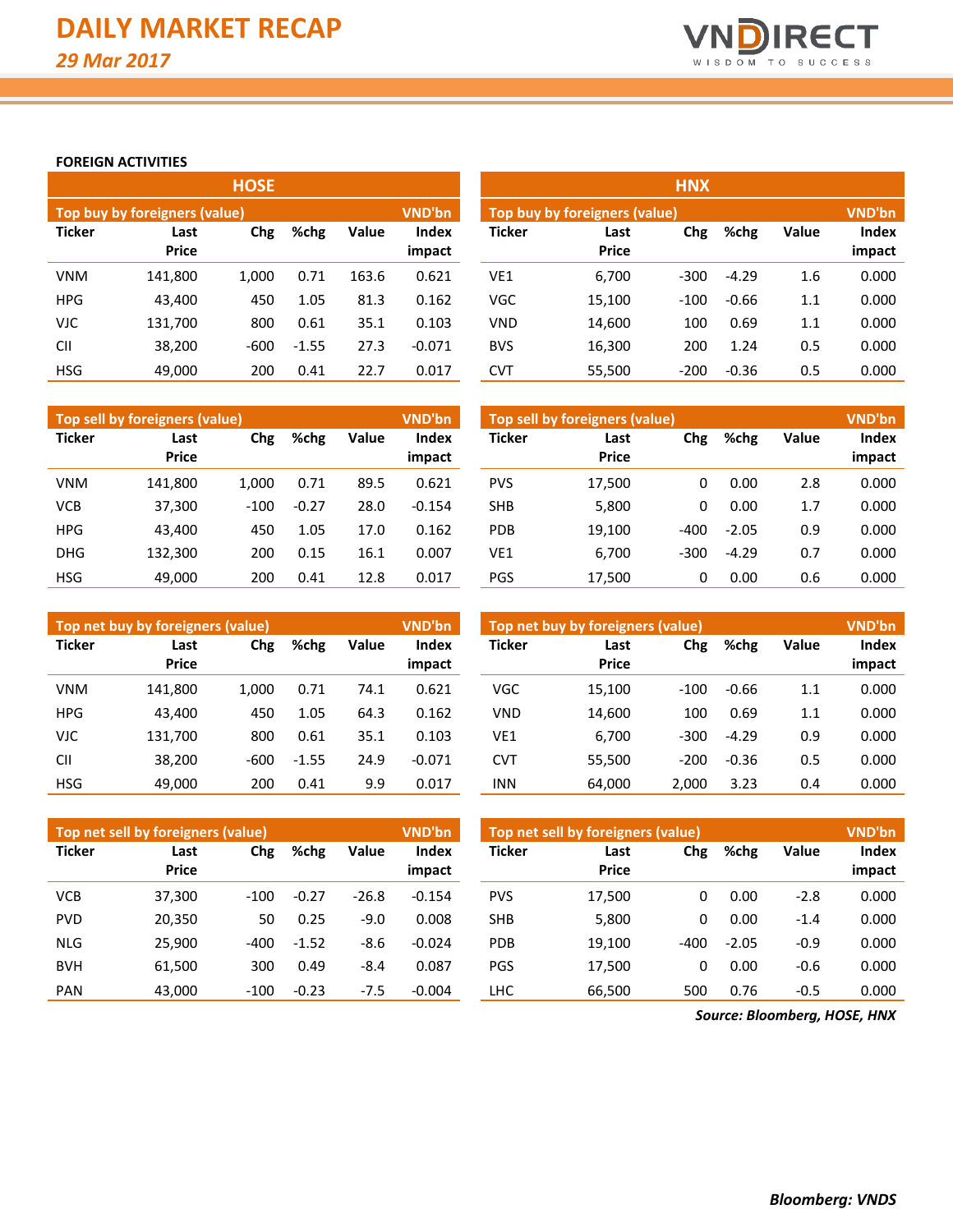# DAILY MARKET RECAP

*29 Mar 2017*

**FOREIGN ACTIVITIES**

## HOSE

| Top buy by foreigners (value) | | | | | VND'bn |
|---|---|---|---|---|---|
| Ticker | Last Price | Chg | %chg | Value | Index impact |
| VNM | 141,800 | 1,000 | 0.71 | 163.6 | 0.621 |
| HPG | 43,400 | 450 | 1.05 | 81.3 | 0.162 |
| VJC | 131,700 | 800 | 0.61 | 35.1 | 0.103 |
| CII | 38,200 | -600 | -1.55 | 27.3 | -0.071 |
| HSG | 49,000 | 200 | 0.41 | 22.7 | 0.017 |

| Top sell by foreigners (value) | | | | | VND'bn |
|---|---|---|---|---|---|
| Ticker | Last Price | Chg | %chg | Value | Index impact |
| VNM | 141,800 | 1,000 | 0.71 | 89.5 | 0.621 |
| VCB | 37,300 | -100 | -0.27 | 28.0 | -0.154 |
| HPG | 43,400 | 450 | 1.05 | 17.0 | 0.162 |
| DHG | 132,300 | 200 | 0.15 | 16.1 | 0.007 |
| HSG | 49,000 | 200 | 0.41 | 12.8 | 0.017 |

| Top net buy by foreigners (value) | | | | | VND'bn |
|---|---|---|---|---|---|
| Ticker | Last Price | Chg | %chg | Value | Index impact |
| VNM | 141,800 | 1,000 | 0.71 | 74.1 | 0.621 |
| HPG | 43,400 | 450 | 1.05 | 64.3 | 0.162 |
| VJC | 131,700 | 800 | 0.61 | 35.1 | 0.103 |
| CII | 38,200 | -600 | -1.55 | 24.9 | -0.071 |
| HSG | 49,000 | 200 | 0.41 | 9.9 | 0.017 |

| Top net sell by foreigners (value) | | | | | VND'bn |
|---|---|---|---|---|---|
| Ticker | Last Price | Chg | %chg | Value | Index impact |
| VCB | 37,300 | -100 | -0.27 | -26.8 | -0.154 |
| PVD | 20,350 | 50 | 0.25 | -9.0 | 0.008 |
| NLG | 25,900 | -400 | -1.52 | -8.6 | -0.024 |
| BVH | 61,500 | 300 | 0.49 | -8.4 | 0.087 |
| PAN | 43,000 | -100 | -0.23 | -7.5 | -0.004 |

## HNX

| Top buy by foreigners (value) | | | | | VND'bn |
|---|---|---|---|---|---|
| Ticker | Last Price | Chg | %chg | Value | Index impact |
| VE1 | 6,700 | -300 | -4.29 | 1.6 | 0.000 |
| VGC | 15,100 | -100 | -0.66 | 1.1 | 0.000 |
| VND | 14,600 | 100 | 0.69 | 1.1 | 0.000 |
| BVS | 16,300 | 200 | 1.24 | 0.5 | 0.000 |
| CVT | 55,500 | -200 | -0.36 | 0.5 | 0.000 |

| Top sell by foreigners (value) | | | | | VND'bn |
|---|---|---|---|---|---|
| Ticker | Last Price | Chg | %chg | Value | Index impact |
| PVS | 17,500 | 0 | 0.00 | 2.8 | 0.000 |
| SHB | 5,800 | 0 | 0.00 | 1.7 | 0.000 |
| PDB | 19,100 | -400 | -2.05 | 0.9 | 0.000 |
| VE1 | 6,700 | -300 | -4.29 | 0.7 | 0.000 |
| PGS | 17,500 | 0 | 0.00 | 0.6 | 0.000 |

| Top net buy by foreigners (value) | | | | | VND'bn |
|---|---|---|---|---|---|
| Ticker | Last Price | Chg | %chg | Value | Index impact |
| VGC | 15,100 | -100 | -0.66 | 1.1 | 0.000 |
| VND | 14,600 | 100 | 0.69 | 1.1 | 0.000 |
| VE1 | 6,700 | -300 | -4.29 | 0.9 | 0.000 |
| CVT | 55,500 | -200 | -0.36 | 0.5 | 0.000 |
| INN | 64,000 | 2,000 | 3.23 | 0.4 | 0.000 |

| Top net sell by foreigners (value) | | | | | VND'bn |
|---|---|---|---|---|---|
| Ticker | Last Price | Chg | %chg | Value | Index impact |
| PVS | 17,500 | 0 | 0.00 | -2.8 | 0.000 |
| SHB | 5,800 | 0 | 0.00 | -1.4 | 0.000 |
| PDB | 19,100 | -400 | -2.05 | -0.9 | 0.000 |
| PGS | 17,500 | 0 | 0.00 | -0.6 | 0.000 |
| LHC | 66,500 | 500 | 0.76 | -0.5 | 0.000 |

***Source: Bloomberg, HOSE, HNX***

***Bloomberg: VNDS***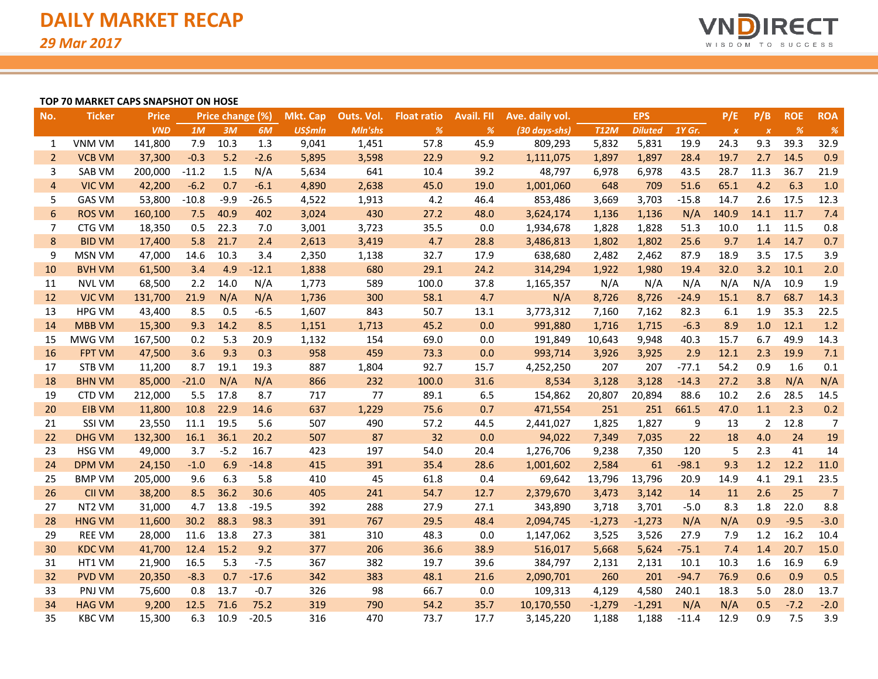# DAILY MARKET RECAP

*29 Mar 2017*

**TOP 70 MARKET CAPS SNAPSHOT ON HOSE**

| No. | Ticker | Price | Price change (%) | | | Mkt. Cap | Outs. Vol. | Float ratio | Avail. FII | Ave. daily vol. | EPS | | | P/E | P/B | ROE | ROA |
|---|---|---|---|---|---|---|---|---|---|---|---|---|---|---|---|---|---|
| | | *VND* | *1M* | *3M* | *6M* | *US$mln* | *Mln'shs* | *%* | *%* | *(30 days-shs)* | *T12M* | *Diluted* | *1Y Gr.* | *x* | *x* | *%* | *%* |
| 1 | VNM VM | 141,800 | 7.9 | 10.3 | 1.3 | 9,041 | 1,451 | 57.8 | 45.9 | 809,293 | 5,832 | 5,831 | 19.9 | 24.3 | 9.3 | 39.3 | 32.9 |
| 2 | VCB VM | 37,300 | -0.3 | 5.2 | -2.6 | 5,895 | 3,598 | 22.9 | 9.2 | 1,111,075 | 1,897 | 1,897 | 28.4 | 19.7 | 2.7 | 14.5 | 0.9 |
| 3 | SAB VM | 200,000 | -11.2 | 1.5 | N/A | 5,634 | 641 | 10.4 | 39.2 | 48,797 | 6,978 | 6,978 | 43.5 | 28.7 | 11.3 | 36.7 | 21.9 |
| 4 | VIC VM | 42,200 | -6.2 | 0.7 | -6.1 | 4,890 | 2,638 | 45.0 | 19.0 | 1,001,060 | 648 | 709 | 51.6 | 65.1 | 4.2 | 6.3 | 1.0 |
| 5 | GAS VM | 53,800 | -10.8 | -9.9 | -26.5 | 4,522 | 1,913 | 4.2 | 46.4 | 853,486 | 3,669 | 3,703 | -15.8 | 14.7 | 2.6 | 17.5 | 12.3 |
| 6 | ROS VM | 160,100 | 7.5 | 40.9 | 402 | 3,024 | 430 | 27.2 | 48.0 | 3,624,174 | 1,136 | 1,136 | N/A | 140.9 | 14.1 | 11.7 | 7.4 |
| 7 | CTG VM | 18,350 | 0.5 | 22.3 | 7.0 | 3,001 | 3,723 | 35.5 | 0.0 | 1,934,678 | 1,828 | 1,828 | 51.3 | 10.0 | 1.1 | 11.5 | 0.8 |
| 8 | BID VM | 17,400 | 5.8 | 21.7 | 2.4 | 2,613 | 3,419 | 4.7 | 28.8 | 3,486,813 | 1,802 | 1,802 | 25.6 | 9.7 | 1.4 | 14.7 | 0.7 |
| 9 | MSN VM | 47,000 | 14.6 | 10.3 | 3.4 | 2,350 | 1,138 | 32.7 | 17.9 | 638,680 | 2,482 | 2,462 | 87.9 | 18.9 | 3.5 | 17.5 | 3.9 |
| 10 | BVH VM | 61,500 | 3.4 | 4.9 | -12.1 | 1,838 | 680 | 29.1 | 24.2 | 314,294 | 1,922 | 1,980 | 19.4 | 32.0 | 3.2 | 10.1 | 2.0 |
| 11 | NVL VM | 68,500 | 2.2 | 14.0 | N/A | 1,773 | 589 | 100.0 | 37.8 | 1,165,357 | N/A | N/A | N/A | N/A | N/A | 10.9 | 1.9 |
| 12 | VJC VM | 131,700 | 21.9 | N/A | N/A | 1,736 | 300 | 58.1 | 4.7 | N/A | 8,726 | 8,726 | -24.9 | 15.1 | 8.7 | 68.7 | 14.3 |
| 13 | HPG VM | 43,400 | 8.5 | 0.5 | -6.5 | 1,607 | 843 | 50.7 | 13.1 | 3,773,312 | 7,160 | 7,162 | 82.3 | 6.1 | 1.9 | 35.3 | 22.5 |
| 14 | MBB VM | 15,300 | 9.3 | 14.2 | 8.5 | 1,151 | 1,713 | 45.2 | 0.0 | 991,880 | 1,716 | 1,715 | -6.3 | 8.9 | 1.0 | 12.1 | 1.2 |
| 15 | MWG VM | 167,500 | 0.2 | 5.3 | 20.9 | 1,132 | 154 | 69.0 | 0.0 | 191,849 | 10,643 | 9,948 | 40.3 | 15.7 | 6.7 | 49.9 | 14.3 |
| 16 | FPT VM | 47,500 | 3.6 | 9.3 | 0.3 | 958 | 459 | 73.3 | 0.0 | 993,714 | 3,926 | 3,925 | 2.9 | 12.1 | 2.3 | 19.9 | 7.1 |
| 17 | STB VM | 11,200 | 8.7 | 19.1 | 19.3 | 887 | 1,804 | 92.7 | 15.7 | 4,252,250 | 207 | 207 | -77.1 | 54.2 | 0.9 | 1.6 | 0.1 |
| 18 | BHN VM | 85,000 | -21.0 | N/A | N/A | 866 | 232 | 100.0 | 31.6 | 8,534 | 3,128 | 3,128 | -14.3 | 27.2 | 3.8 | N/A | N/A |
| 19 | CTD VM | 212,000 | 5.5 | 17.8 | 8.7 | 717 | 77 | 89.1 | 6.5 | 154,862 | 20,807 | 20,894 | 88.6 | 10.2 | 2.6 | 28.5 | 14.5 |
| 20 | EIB VM | 11,800 | 10.8 | 22.9 | 14.6 | 637 | 1,229 | 75.6 | 0.7 | 471,554 | 251 | 251 | 661.5 | 47.0 | 1.1 | 2.3 | 0.2 |
| 21 | SSI VM | 23,550 | 11.1 | 19.5 | 5.6 | 507 | 490 | 57.2 | 44.5 | 2,441,027 | 1,825 | 1,827 | 9 | 13 | 2 | 12.8 | 7 |
| 22 | DHG VM | 132,300 | 16.1 | 36.1 | 20.2 | 507 | 87 | 32 | 0.0 | 94,022 | 7,349 | 7,035 | 22 | 18 | 4.0 | 24 | 19 |
| 23 | HSG VM | 49,000 | 3.7 | -5.2 | 16.7 | 423 | 197 | 54.0 | 20.4 | 1,276,706 | 9,238 | 7,350 | 120 | 5 | 2.3 | 41 | 14 |
| 24 | DPM VM | 24,150 | -1.0 | 6.9 | -14.8 | 415 | 391 | 35.4 | 28.6 | 1,001,602 | 2,584 | 61 | -98.1 | 9.3 | 1.2 | 12.2 | 11.0 |
| 25 | BMP VM | 205,000 | 9.6 | 6.3 | 5.8 | 410 | 45 | 61.8 | 0.4 | 69,642 | 13,796 | 13,796 | 20.9 | 14.9 | 4.1 | 29.1 | 23.5 |
| 26 | CII VM | 38,200 | 8.5 | 36.2 | 30.6 | 405 | 241 | 54.7 | 12.7 | 2,379,670 | 3,473 | 3,142 | 14 | 11 | 2.6 | 25 | 7 |
| 27 | NT2 VM | 31,000 | 4.7 | 13.8 | -19.5 | 392 | 288 | 27.9 | 27.1 | 343,890 | 3,718 | 3,701 | -5.0 | 8.3 | 1.8 | 22.0 | 8.8 |
| 28 | HNG VM | 11,600 | 30.2 | 88.3 | 98.3 | 391 | 767 | 29.5 | 48.4 | 2,094,745 | -1,273 | -1,273 | N/A | N/A | 0.9 | -9.5 | -3.0 |
| 29 | REE VM | 28,000 | 11.6 | 13.8 | 27.3 | 381 | 310 | 48.3 | 0.0 | 1,147,062 | 3,525 | 3,526 | 27.9 | 7.9 | 1.2 | 16.2 | 10.4 |
| 30 | KDC VM | 41,700 | 12.4 | 15.2 | 9.2 | 377 | 206 | 36.6 | 38.9 | 516,017 | 5,668 | 5,624 | -75.1 | 7.4 | 1.4 | 20.7 | 15.0 |
| 31 | HT1 VM | 21,900 | 16.5 | 5.3 | -7.5 | 367 | 382 | 19.7 | 39.6 | 384,797 | 2,131 | 2,131 | 10.1 | 10.3 | 1.6 | 16.9 | 6.9 |
| 32 | PVD VM | 20,350 | -8.3 | 0.7 | -17.6 | 342 | 383 | 48.1 | 21.6 | 2,090,701 | 260 | 201 | -94.7 | 76.9 | 0.6 | 0.9 | 0.5 |
| 33 | PNJ VM | 75,600 | 0.8 | 13.7 | -0.7 | 326 | 98 | 66.7 | 0.0 | 109,313 | 4,129 | 4,580 | 240.1 | 18.3 | 5.0 | 28.0 | 13.7 |
| 34 | HAG VM | 9,200 | 12.5 | 71.6 | 75.2 | 319 | 790 | 54.2 | 35.7 | 10,170,550 | -1,279 | -1,291 | N/A | N/A | 0.5 | -7.2 | -2.0 |
| 35 | KBC VM | 15,300 | 6.3 | 10.9 | -20.5 | 316 | 470 | 73.7 | 17.7 | 3,145,220 | 1,188 | 1,188 | -11.4 | 12.9 | 0.9 | 7.5 | 3.9 |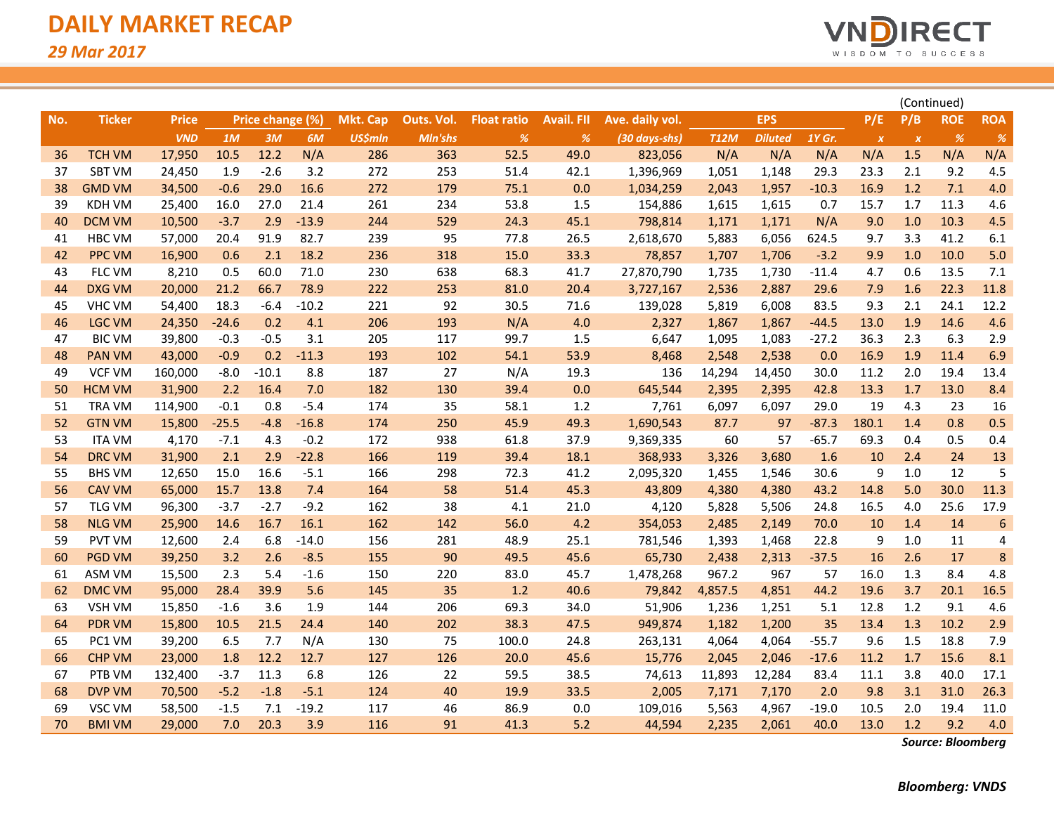# DAILY MARKET RECAP

*29 Mar 2017*

(Continued)

| No. | Ticker | Price | Price change (%) | | | Mkt. Cap | Outs. Vol. | Float ratio | Avail. FII | Ave. daily vol. | EPS | | | P/E | P/B | ROE | ROA |
|---|---|---|---|---|---|---|---|---|---|---|---|---|---|---|---|---|---|
| | | *VND* | *1M* | *3M* | *6M* | *US$mln* | *Mln'shs* | *%* | *%* | *(30 days-shs)* | *T12M* | *Diluted* | *1Y Gr.* | *x* | *x* | *%* | *%* |
| 36 | TCH VM | 17,950 | 10.5 | 12.2 | N/A | 286 | 363 | 52.5 | 49.0 | 823,056 | N/A | N/A | N/A | N/A | 1.5 | N/A | N/A |
| 37 | SBT VM | 24,450 | 1.9 | -2.6 | 3.2 | 272 | 253 | 51.4 | 42.1 | 1,396,969 | 1,051 | 1,148 | 29.3 | 23.3 | 2.1 | 9.2 | 4.5 |
| 38 | GMD VM | 34,500 | -0.6 | 29.0 | 16.6 | 272 | 179 | 75.1 | 0.0 | 1,034,259 | 2,043 | 1,957 | -10.3 | 16.9 | 1.2 | 7.1 | 4.0 |
| 39 | KDH VM | 25,400 | 16.0 | 27.0 | 21.4 | 261 | 234 | 53.8 | 1.5 | 154,886 | 1,615 | 1,615 | 0.7 | 15.7 | 1.7 | 11.3 | 4.6 |
| 40 | DCM VM | 10,500 | -3.7 | 2.9 | -13.9 | 244 | 529 | 24.3 | 45.1 | 798,814 | 1,171 | 1,171 | N/A | 9.0 | 1.0 | 10.3 | 4.5 |
| 41 | HBC VM | 57,000 | 20.4 | 91.9 | 82.7 | 239 | 95 | 77.8 | 26.5 | 2,618,670 | 5,883 | 6,056 | 624.5 | 9.7 | 3.3 | 41.2 | 6.1 |
| 42 | PPC VM | 16,900 | 0.6 | 2.1 | 18.2 | 236 | 318 | 15.0 | 33.3 | 78,857 | 1,707 | 1,706 | -3.2 | 9.9 | 1.0 | 10.0 | 5.0 |
| 43 | FLC VM | 8,210 | 0.5 | 60.0 | 71.0 | 230 | 638 | 68.3 | 41.7 | 27,870,790 | 1,735 | 1,730 | -11.4 | 4.7 | 0.6 | 13.5 | 7.1 |
| 44 | DXG VM | 20,000 | 21.2 | 66.7 | 78.9 | 222 | 253 | 81.0 | 20.4 | 3,727,167 | 2,536 | 2,887 | 29.6 | 7.9 | 1.6 | 22.3 | 11.8 |
| 45 | VHC VM | 54,400 | 18.3 | -6.4 | -10.2 | 221 | 92 | 30.5 | 71.6 | 139,028 | 5,819 | 6,008 | 83.5 | 9.3 | 2.1 | 24.1 | 12.2 |
| 46 | LGC VM | 24,350 | -24.6 | 0.2 | 4.1 | 206 | 193 | N/A | 4.0 | 2,327 | 1,867 | 1,867 | -44.5 | 13.0 | 1.9 | 14.6 | 4.6 |
| 47 | BIC VM | 39,800 | -0.3 | -0.5 | 3.1 | 205 | 117 | 99.7 | 1.5 | 6,647 | 1,095 | 1,083 | -27.2 | 36.3 | 2.3 | 6.3 | 2.9 |
| 48 | PAN VM | 43,000 | -0.9 | 0.2 | -11.3 | 193 | 102 | 54.1 | 53.9 | 8,468 | 2,548 | 2,538 | 0.0 | 16.9 | 1.9 | 11.4 | 6.9 |
| 49 | VCF VM | 160,000 | -8.0 | -10.1 | 8.8 | 187 | 27 | N/A | 19.3 | 136 | 14,294 | 14,450 | 30.0 | 11.2 | 2.0 | 19.4 | 13.4 |
| 50 | HCM VM | 31,900 | 2.2 | 16.4 | 7.0 | 182 | 130 | 39.4 | 0.0 | 645,544 | 2,395 | 2,395 | 42.8 | 13.3 | 1.7 | 13.0 | 8.4 |
| 51 | TRA VM | 114,900 | -0.1 | 0.8 | -5.4 | 174 | 35 | 58.1 | 1.2 | 7,761 | 6,097 | 6,097 | 29.0 | 19 | 4.3 | 23 | 16 |
| 52 | GTN VM | 15,800 | -25.5 | -4.8 | -16.8 | 174 | 250 | 45.9 | 49.3 | 1,690,543 | 87.7 | 97 | -87.3 | 180.1 | 1.4 | 0.8 | 0.5 |
| 53 | ITA VM | 4,170 | -7.1 | 4.3 | -0.2 | 172 | 938 | 61.8 | 37.9 | 9,369,335 | 60 | 57 | -65.7 | 69.3 | 0.4 | 0.5 | 0.4 |
| 54 | DRC VM | 31,900 | 2.1 | 2.9 | -22.8 | 166 | 119 | 39.4 | 18.1 | 368,933 | 3,326 | 3,680 | 1.6 | 10 | 2.4 | 24 | 13 |
| 55 | BHS VM | 12,650 | 15.0 | 16.6 | -5.1 | 166 | 298 | 72.3 | 41.2 | 2,095,320 | 1,455 | 1,546 | 30.6 | 9 | 1.0 | 12 | 5 |
| 56 | CAV VM | 65,000 | 15.7 | 13.8 | 7.4 | 164 | 58 | 51.4 | 45.3 | 43,809 | 4,380 | 4,380 | 43.2 | 14.8 | 5.0 | 30.0 | 11.3 |
| 57 | TLG VM | 96,300 | -3.7 | -2.7 | -9.2 | 162 | 38 | 4.1 | 21.0 | 4,120 | 5,828 | 5,506 | 24.8 | 16.5 | 4.0 | 25.6 | 17.9 |
| 58 | NLG VM | 25,900 | 14.6 | 16.7 | 16.1 | 162 | 142 | 56.0 | 4.2 | 354,053 | 2,485 | 2,149 | 70.0 | 10 | 1.4 | 14 | 6 |
| 59 | PVT VM | 12,600 | 2.4 | 6.8 | -14.0 | 156 | 281 | 48.9 | 25.1 | 781,546 | 1,393 | 1,468 | 22.8 | 9 | 1.0 | 11 | 4 |
| 60 | PGD VM | 39,250 | 3.2 | 2.6 | -8.5 | 155 | 90 | 49.5 | 45.6 | 65,730 | 2,438 | 2,313 | -37.5 | 16 | 2.6 | 17 | 8 |
| 61 | ASM VM | 15,500 | 2.3 | 5.4 | -1.6 | 150 | 220 | 83.0 | 45.7 | 1,478,268 | 967.2 | 967 | 57 | 16.0 | 1.3 | 8.4 | 4.8 |
| 62 | DMC VM | 95,000 | 28.4 | 39.9 | 5.6 | 145 | 35 | 1.2 | 40.6 | 79,842 | 4,857.5 | 4,851 | 44.2 | 19.6 | 3.7 | 20.1 | 16.5 |
| 63 | VSH VM | 15,850 | -1.6 | 3.6 | 1.9 | 144 | 206 | 69.3 | 34.0 | 51,906 | 1,236 | 1,251 | 5.1 | 12.8 | 1.2 | 9.1 | 4.6 |
| 64 | PDR VM | 15,800 | 10.5 | 21.5 | 24.4 | 140 | 202 | 38.3 | 47.5 | 949,874 | 1,182 | 1,200 | 35 | 13.4 | 1.3 | 10.2 | 2.9 |
| 65 | PC1 VM | 39,200 | 6.5 | 7.7 | N/A | 130 | 75 | 100.0 | 24.8 | 263,131 | 4,064 | 4,064 | -55.7 | 9.6 | 1.5 | 18.8 | 7.9 |
| 66 | CHP VM | 23,000 | 1.8 | 12.2 | 12.7 | 127 | 126 | 20.0 | 45.6 | 15,776 | 2,045 | 2,046 | -17.6 | 11.2 | 1.7 | 15.6 | 8.1 |
| 67 | PTB VM | 132,400 | -3.7 | 11.3 | 6.8 | 126 | 22 | 59.5 | 38.5 | 74,613 | 11,893 | 12,284 | 83.4 | 11.1 | 3.8 | 40.0 | 17.1 |
| 68 | DVP VM | 70,500 | -5.2 | -1.8 | -5.1 | 124 | 40 | 19.9 | 33.5 | 2,005 | 7,171 | 7,170 | 2.0 | 9.8 | 3.1 | 31.0 | 26.3 |
| 69 | VSC VM | 58,500 | -1.5 | 7.1 | -19.2 | 117 | 46 | 86.9 | 0.0 | 109,016 | 5,563 | 4,967 | -19.0 | 10.5 | 2.0 | 19.4 | 11.0 |
| 70 | BMI VM | 29,000 | 7.0 | 20.3 | 3.9 | 116 | 91 | 41.3 | 5.2 | 44,594 | 2,235 | 2,061 | 40.0 | 13.0 | 1.2 | 9.2 | 4.0 |

***Source: Bloomberg***

***Bloomberg: VNDS***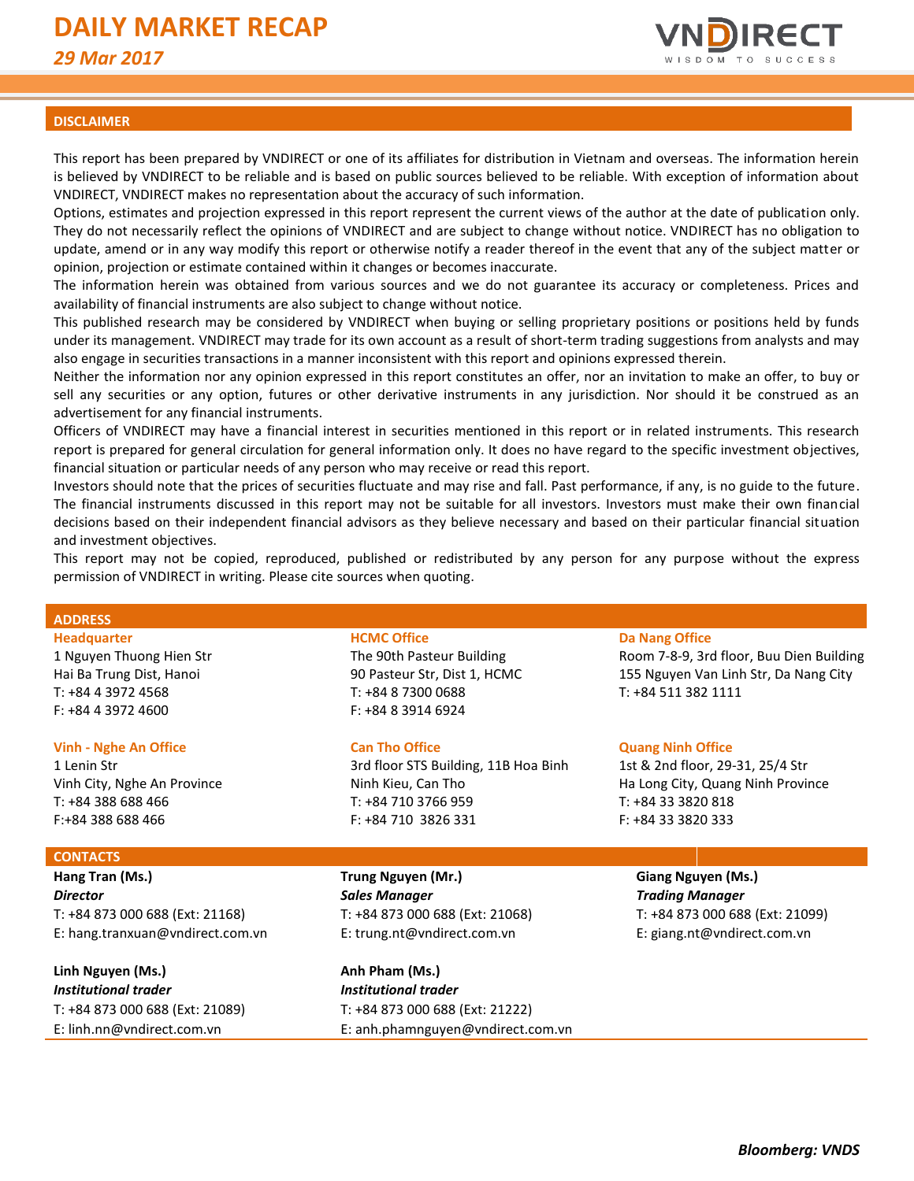# DAILY MARKET RECAP

*29 Mar 2017*

## DISCLAIMER

This report has been prepared by VNDIRECT or one of its affiliates for distribution in Vietnam and overseas. The information herein is believed by VNDIRECT to be reliable and is based on public sources believed to be reliable. With exception of information about VNDIRECT, VNDIRECT makes no representation about the accuracy of such information.

Options, estimates and projection expressed in this report represent the current views of the author at the date of publication only. They do not necessarily reflect the opinions of VNDIRECT and are subject to change without notice. VNDIRECT has no obligation to update, amend or in any way modify this report or otherwise notify a reader thereof in the event that any of the subject matter or opinion, projection or estimate contained within it changes or becomes inaccurate.

The information herein was obtained from various sources and we do not guarantee its accuracy or completeness. Prices and availability of financial instruments are also subject to change without notice.

This published research may be considered by VNDIRECT when buying or selling proprietary positions or positions held by funds under its management. VNDIRECT may trade for its own account as a result of short-term trading suggestions from analysts and may also engage in securities transactions in a manner inconsistent with this report and opinions expressed therein.

Neither the information nor any opinion expressed in this report constitutes an offer, nor an invitation to make an offer, to buy or sell any securities or any option, futures or other derivative instruments in any jurisdiction. Nor should it be construed as an advertisement for any financial instruments.

Officers of VNDIRECT may have a financial interest in securities mentioned in this report or in related instruments. This research report is prepared for general circulation for general information only. It does no have regard to the specific investment objectives, financial situation or particular needs of any person who may receive or read this report.

Investors should note that the prices of securities fluctuate and may rise and fall. Past performance, if any, is no guide to the future. The financial instruments discussed in this report may not be suitable for all investors. Investors must make their own financial decisions based on their independent financial advisors as they believe necessary and based on their particular financial situation and investment objectives.

This report may not be copied, reproduced, published or redistributed by any person for any purpose without the express permission of VNDIRECT in writing. Please cite sources when quoting.

## ADDRESS

**Headquarter**
1 Nguyen Thuong Hien Str
Hai Ba Trung Dist, Hanoi
T: +84 4 3972 4568
F: +84 4 3972 4600

**HCMC Office**
The 90th Pasteur Building
90 Pasteur Str, Dist 1, HCMC
T: +84 8 7300 0688
F: +84 8 3914 6924

**Da Nang Office**
Room 7-8-9, 3rd floor, Buu Dien Building
155 Nguyen Van Linh Str, Da Nang City
T: +84 511 382 1111

**Vinh - Nghe An Office**
1 Lenin Str
Vinh City, Nghe An Province
T: +84 388 688 466
F:+84 388 688 466

**Can Tho Office**
3rd floor STS Building, 11B Hoa Binh
Ninh Kieu, Can Tho
T: +84 710 3766 959
F: +84 710 3826 331

**Quang Ninh Office**
1st & 2nd floor, 29-31, 25/4 Str
Ha Long City, Quang Ninh Province
T: +84 33 3820 818
F: +84 33 3820 333

## CONTACTS

**Hang Tran (Ms.)**
*Director*
T: +84 873 000 688 (Ext: 21168)
E: hang.tranxuan@vndirect.com.vn

**Trung Nguyen (Mr.)**
*Sales Manager*
T: +84 873 000 688 (Ext: 21068)
E: trung.nt@vndirect.com.vn

**Giang Nguyen (Ms.)**
*Trading Manager*
T: +84 873 000 688 (Ext: 21099)
E: giang.nt@vndirect.com.vn

**Linh Nguyen (Ms.)**
*Institutional trader*
T: +84 873 000 688 (Ext: 21089)
E: linh.nn@vndirect.com.vn

**Anh Pham (Ms.)**
*Institutional trader*
T: +84 873 000 688 (Ext: 21222)
E: anh.phamnguyen@vndirect.com.vn

***Bloomberg: VNDS***